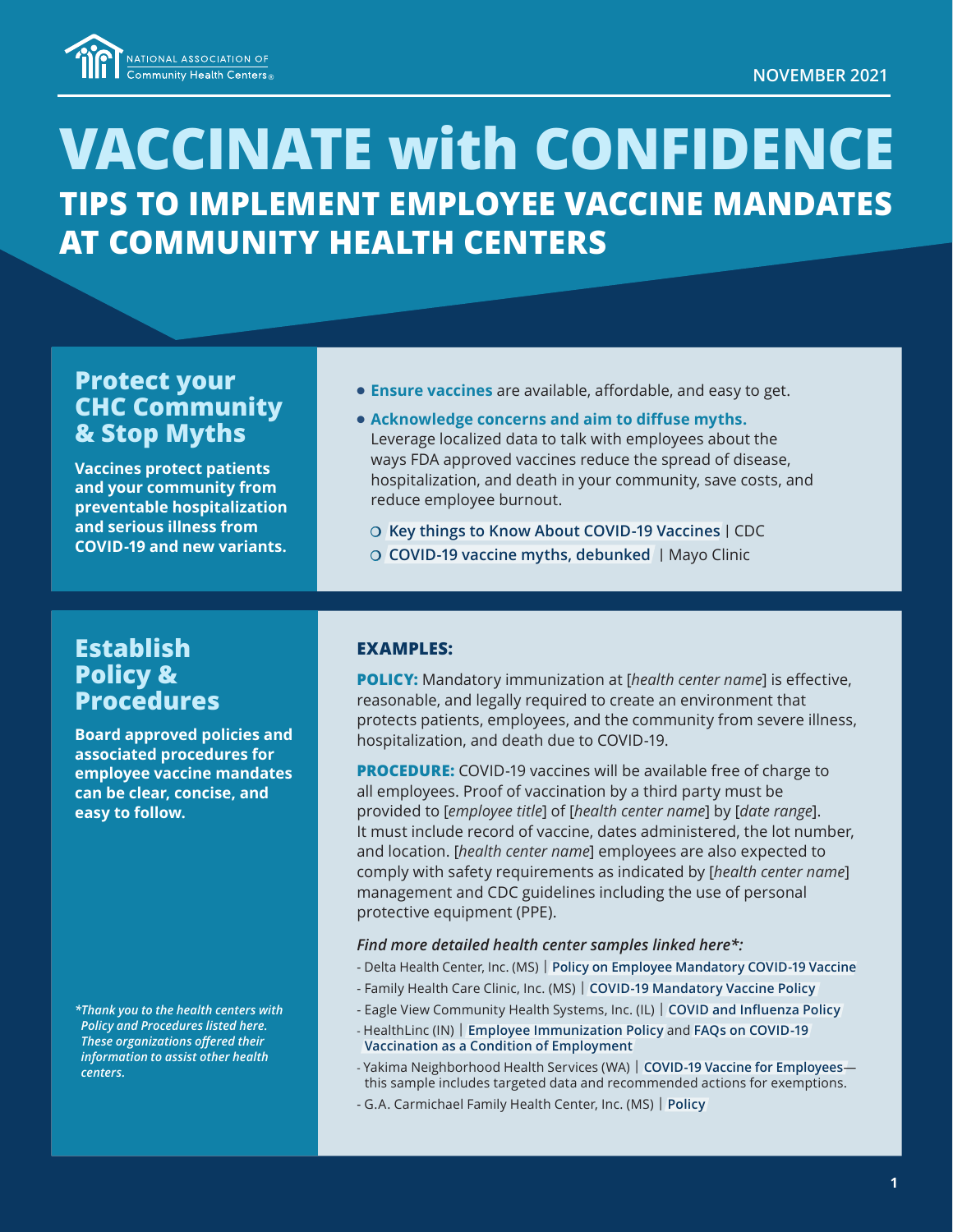NATIONAL ASSOCIATION OF Community Health Centers

NOVEMBER 2021

# VACCINATE with CONFIDENCE

## TIPS TO IMPLEMENT EMPLOYEE VACCINE MANDATES AT COMMUNITY HEALTH CENTERS

### Protect your CHC Community & Stop Myths

**Vaccines protect patients and your community from preventable hospitalization and serious illness from COVID-19 and new variants.**

- **Ensure vaccines** are available, affordable, and easy to get.
- **Acknowledge concerns and aim to diffuse myths.** Leverage localized data to talk with employees about the ways FDA approved vaccines reduce the spread of disease, hospitalization, and death in your community, save costs, and reduce employee burnout.
  - **Key things to Know About COVID-19 Vaccines** | CDC
  - **COVID-19 vaccine myths, debunked** | Mayo Clinic

### Establish Policy & Procedures

**Board approved policies and associated procedures for employee vaccine mandates can be clear, concise, and easy to follow.**

**EXAMPLES:**

**POLICY:** Mandatory immunization at [*health center name*] is effective, reasonable, and legally required to create an environment that protects patients, employees, and the community from severe illness, hospitalization, and death due to COVID-19.

**PROCEDURE:** COVID-19 vaccines will be available free of charge to all employees. Proof of vaccination by a third party must be provided to [*employee title*] of [*health center name*] by [*date range*]. It must include record of vaccine, dates administered, the lot number, and location. [*health center name*] employees are also expected to comply with safety requirements as indicated by [*health center name*] management and CDC guidelines including the use of personal protective equipment (PPE).

***Find more detailed health center samples linked here*:***

- Delta Health Center, Inc. (MS) | **Policy on Employee Mandatory COVID-19 Vaccine**
- Family Health Care Clinic, Inc. (MS) | **COVID-19 Mandatory Vaccine Policy**
- Eagle View Community Health Systems, Inc. (IL) | **COVID and Influenza Policy**
- HealthLinc (IN) | **Employee Immunization Policy** and **FAQs on COVID-19 Vaccination as a Condition of Employment**
- Yakima Neighborhood Health Services (WA) | **COVID-19 Vaccine for Employees**—this sample includes targeted data and recommended actions for exemptions.
- G.A. Carmichael Family Health Center, Inc. (MS) | **Policy**

****Thank you to the health centers with Policy and Procedures listed here. These organizations offered their information to assist other health centers.***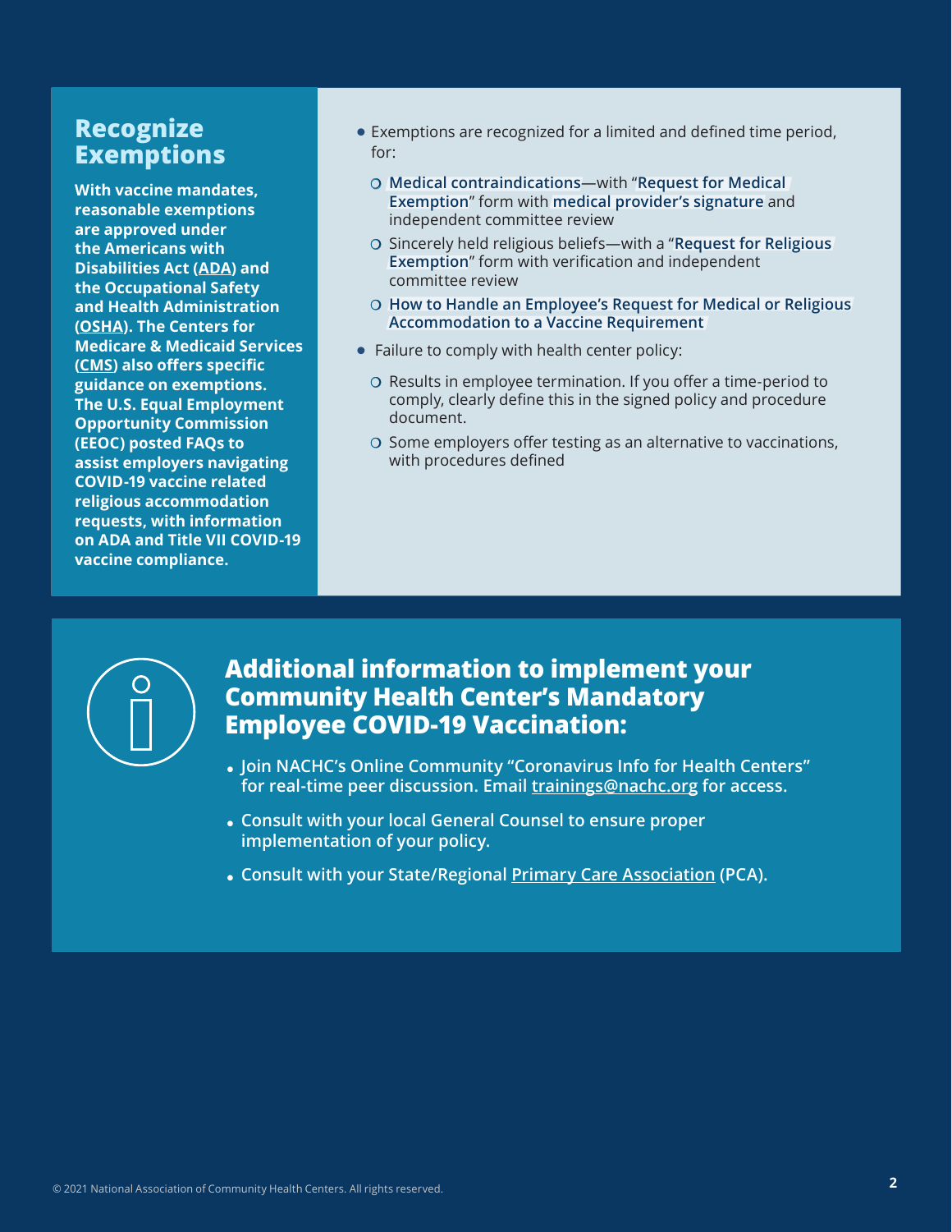## Recognize Exemptions

**With vaccine mandates, reasonable exemptions are approved under the Americans with Disabilities Act (ADA) and the Occupational Safety and Health Administration (OSHA). The Centers for Medicare & Medicaid Services (CMS) also offers specific guidance on exemptions. The U.S. Equal Employment Opportunity Commission (EEOC) posted FAQs to assist employers navigating COVID-19 vaccine related religious accommodation requests, with information on ADA and Title VII COVID-19 vaccine compliance.**

- Exemptions are recognized for a limited and defined time period, for:
  - Medical contraindications—with "Request for Medical Exemption" form with medical provider's signature and independent committee review
  - Sincerely held religious beliefs—with a "Request for Religious Exemption" form with verification and independent committee review
  - How to Handle an Employee's Request for Medical or Religious Accommodation to a Vaccine Requirement
- Failure to comply with health center policy:
  - Results in employee termination. If you offer a time-period to comply, clearly define this in the signed policy and procedure document.
  - Some employers offer testing as an alternative to vaccinations, with procedures defined

## Additional information to implement your Community Health Center's Mandatory Employee COVID-19 Vaccination:

- **Join NACHC's Online Community "Coronavirus Info for Health Centers" for real-time peer discussion. Email trainings@nachc.org for access.**
- **Consult with your local General Counsel to ensure proper implementation of your policy.**
- **Consult with your State/Regional Primary Care Association (PCA).**

© 2021 National Association of Community Health Centers. All rights reserved.